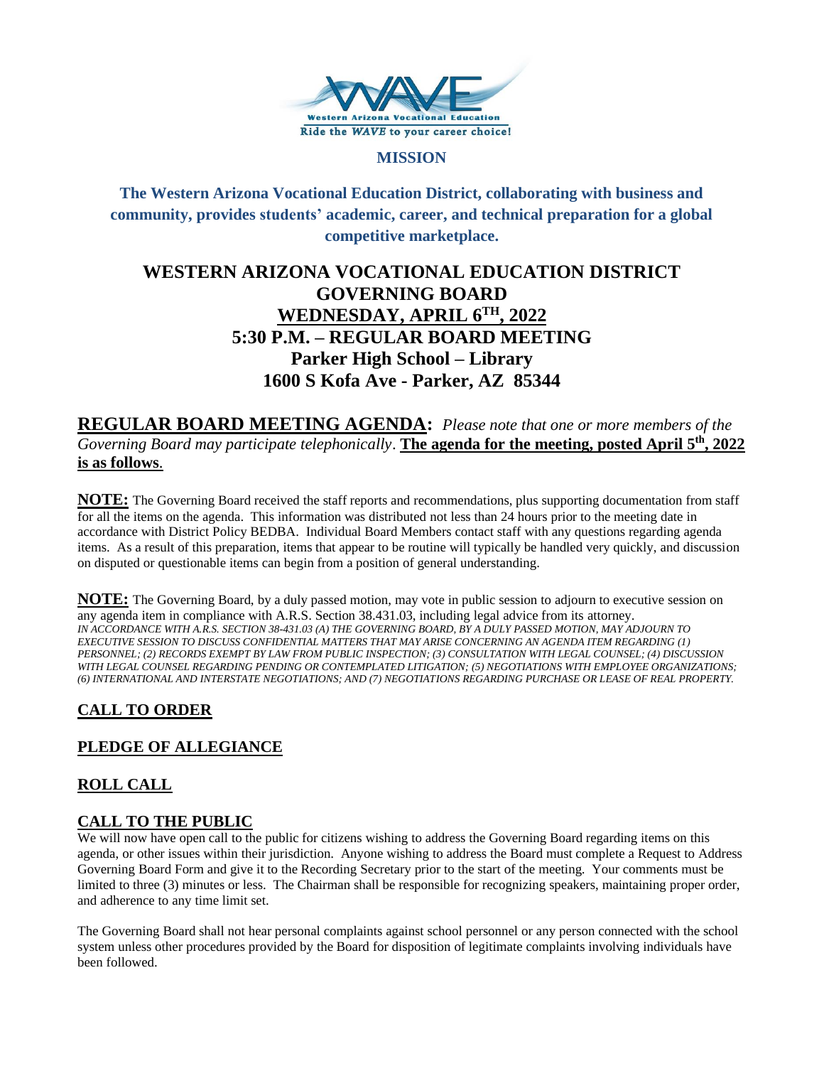Western Arizona Vocational Education

Ride the *WAVE* to your career choice!

## MISSION

**The Western Arizona Vocational Education District, collaborating with business and community, provides students' academic, career, and technical preparation for a global competitive marketplace.**

# WESTERN ARIZONA VOCATIONAL EDUCATION DISTRICT GOVERNING BOARD

## WEDNESDAY, APRIL 6TH, 2022
## 5:30 P.M. – REGULAR BOARD MEETING
## Parker High School – Library
## 1600 S Kofa Ave - Parker, AZ 85344

**REGULAR BOARD MEETING AGENDA:** *Please note that one or more members of the Governing Board may participate telephonically*. **The agenda for the meeting, posted April 5th, 2022 is as follows**.

**NOTE:** The Governing Board received the staff reports and recommendations, plus supporting documentation from staff for all the items on the agenda. This information was distributed not less than 24 hours prior to the meeting date in accordance with District Policy BEDBA. Individual Board Members contact staff with any questions regarding agenda items. As a result of this preparation, items that appear to be routine will typically be handled very quickly, and discussion on disputed or questionable items can begin from a position of general understanding.

**NOTE:** The Governing Board, by a duly passed motion, may vote in public session to adjourn to executive session on any agenda item in compliance with A.R.S. Section 38.431.03, including legal advice from its attorney.
*IN ACCORDANCE WITH A.R.S. SECTION 38-431.03 (A) THE GOVERNING BOARD, BY A DULY PASSED MOTION, MAY ADJOURN TO EXECUTIVE SESSION TO DISCUSS CONFIDENTIAL MATTERS THAT MAY ARISE CONCERNING AN AGENDA ITEM REGARDING (1) PERSONNEL; (2) RECORDS EXEMPT BY LAW FROM PUBLIC INSPECTION; (3) CONSULTATION WITH LEGAL COUNSEL; (4) DISCUSSION WITH LEGAL COUNSEL REGARDING PENDING OR CONTEMPLATED LITIGATION; (5) NEGOTIATIONS WITH EMPLOYEE ORGANIZATIONS; (6) INTERNATIONAL AND INTERSTATE NEGOTIATIONS; AND (7) NEGOTIATIONS REGARDING PURCHASE OR LEASE OF REAL PROPERTY.*

## CALL TO ORDER

## PLEDGE OF ALLEGIANCE

## ROLL CALL

## CALL TO THE PUBLIC

We will now have open call to the public for citizens wishing to address the Governing Board regarding items on this agenda, or other issues within their jurisdiction. Anyone wishing to address the Board must complete a Request to Address Governing Board Form and give it to the Recording Secretary prior to the start of the meeting. Your comments must be limited to three (3) minutes or less. The Chairman shall be responsible for recognizing speakers, maintaining proper order, and adherence to any time limit set.

The Governing Board shall not hear personal complaints against school personnel or any person connected with the school system unless other procedures provided by the Board for disposition of legitimate complaints involving individuals have been followed.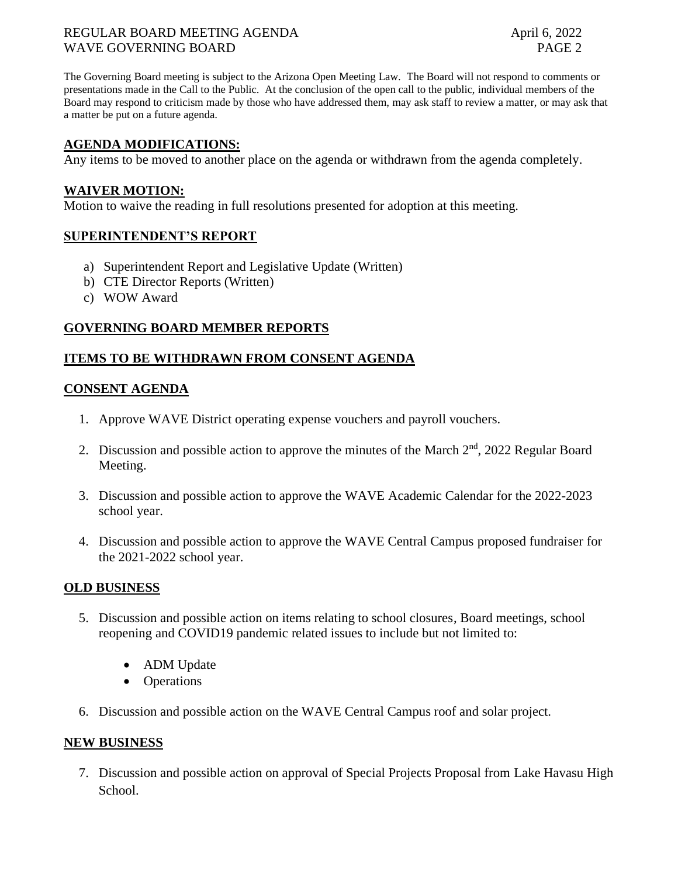The Governing Board meeting is subject to the Arizona Open Meeting Law. The Board will not respond to comments or presentations made in the Call to the Public. At the conclusion of the open call to the public, individual members of the Board may respond to criticism made by those who have addressed them, may ask staff to review a matter, or may ask that a matter be put on a future agenda.

## AGENDA MODIFICATIONS:

Any items to be moved to another place on the agenda or withdrawn from the agenda completely.

## WAIVER MOTION:

Motion to waive the reading in full resolutions presented for adoption at this meeting.

## SUPERINTENDENT'S REPORT

a) Superintendent Report and Legislative Update (Written)
b) CTE Director Reports (Written)
c) WOW Award

## GOVERNING BOARD MEMBER REPORTS

## ITEMS TO BE WITHDRAWN FROM CONSENT AGENDA

## CONSENT AGENDA

1. Approve WAVE District operating expense vouchers and payroll vouchers.

2. Discussion and possible action to approve the minutes of the March 2nd, 2022 Regular Board Meeting.

3. Discussion and possible action to approve the WAVE Academic Calendar for the 2022-2023 school year.

4. Discussion and possible action to approve the WAVE Central Campus proposed fundraiser for the 2021-2022 school year.

## OLD BUSINESS

5. Discussion and possible action on items relating to school closures, Board meetings, school reopening and COVID19 pandemic related issues to include but not limited to:

   - ADM Update
   - Operations

6. Discussion and possible action on the WAVE Central Campus roof and solar project.

## NEW BUSINESS

7. Discussion and possible action on approval of Special Projects Proposal from Lake Havasu High School.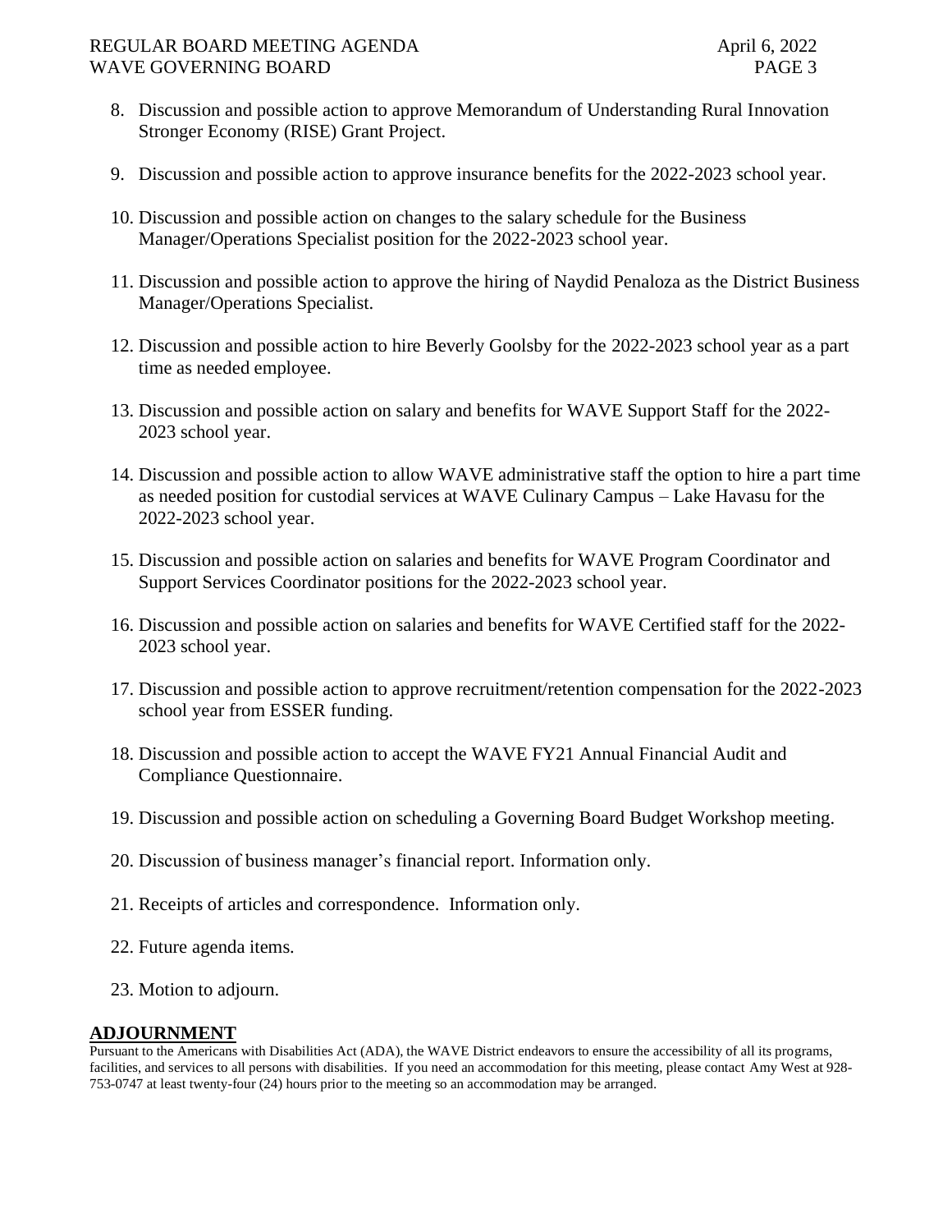8. Discussion and possible action to approve Memorandum of Understanding Rural Innovation Stronger Economy (RISE) Grant Project.
9. Discussion and possible action to approve insurance benefits for the 2022-2023 school year.
10. Discussion and possible action on changes to the salary schedule for the Business Manager/Operations Specialist position for the 2022-2023 school year.
11. Discussion and possible action to approve the hiring of Naydid Penaloza as the District Business Manager/Operations Specialist.
12. Discussion and possible action to hire Beverly Goolsby for the 2022-2023 school year as a part time as needed employee.
13. Discussion and possible action on salary and benefits for WAVE Support Staff for the 2022-2023 school year.
14. Discussion and possible action to allow WAVE administrative staff the option to hire a part time as needed position for custodial services at WAVE Culinary Campus – Lake Havasu for the 2022-2023 school year.
15. Discussion and possible action on salaries and benefits for WAVE Program Coordinator and Support Services Coordinator positions for the 2022-2023 school year.
16. Discussion and possible action on salaries and benefits for WAVE Certified staff for the 2022-2023 school year.
17. Discussion and possible action to approve recruitment/retention compensation for the 2022-2023 school year from ESSER funding.
18. Discussion and possible action to accept the WAVE FY21 Annual Financial Audit and Compliance Questionnaire.
19. Discussion and possible action on scheduling a Governing Board Budget Workshop meeting.
20. Discussion of business manager's financial report. Information only.
21. Receipts of articles and correspondence. Information only.
22. Future agenda items.
23. Motion to adjourn.

## ADJOURNMENT

Pursuant to the Americans with Disabilities Act (ADA), the WAVE District endeavors to ensure the accessibility of all its programs, facilities, and services to all persons with disabilities. If you need an accommodation for this meeting, please contact Amy West at 928-753-0747 at least twenty-four (24) hours prior to the meeting so an accommodation may be arranged.